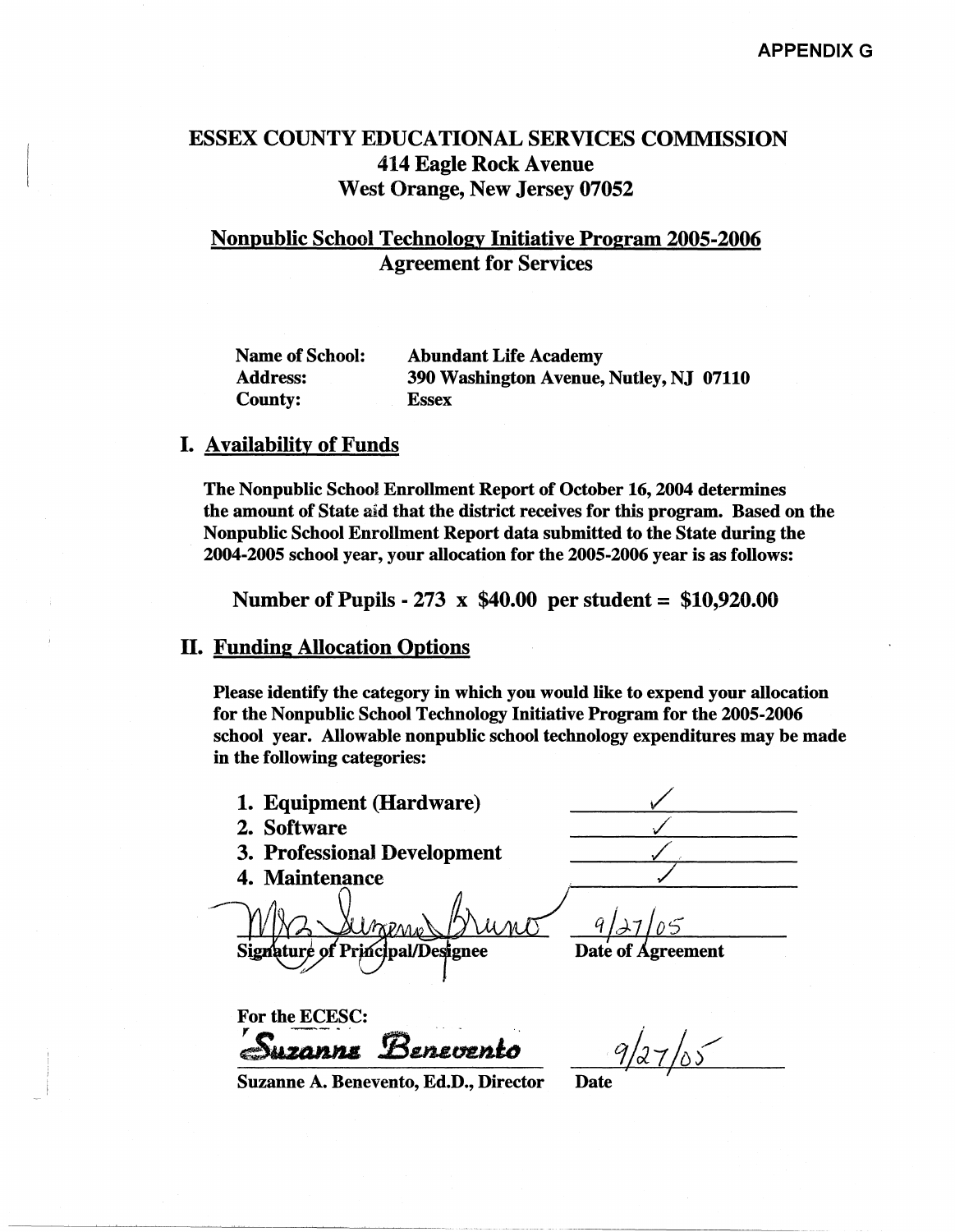APPENDIX G

# ESSEX COUNTY EDUCATIONAL SERVICES COMMISSION
414 Eagle Rock Avenue
West Orange, New Jersey 07052

## Nonpublic School Technology Initiative Program 2005-2006
Agreement for Services

**Name of School:** Abundant Life Academy
**Address:** 390 Washington Avenue, Nutley, NJ 07110
**County:** Essex

## I. Availability of Funds

**The Nonpublic School Enrollment Report of October 16, 2004 determines the amount of State aid that the district receives for this program. Based on the Nonpublic School Enrollment Report data submitted to the State during the 2004-2005 school year, your allocation for the 2005-2006 year is as follows:**

**Number of Pupils - 273 x $40.00 per student = $10,920.00**

## II. Funding Allocation Options

**Please identify the category in which you would like to expend your allocation for the Nonpublic School Technology Initiative Program for the 2005-2006 school year. Allowable nonpublic school technology expenditures may be made in the following categories:**

1. Equipment (Hardware) ✓
2. Software ✓
3. Professional Development ✓
4. Maintenance ✓

Mrs. Suzanne Bruno 9/27/05
Signature of Principal/Designee Date of Agreement

For the ECESC:
Suzanne Benevento 9/27/05
Suzanne A. Benevento, Ed.D., Director Date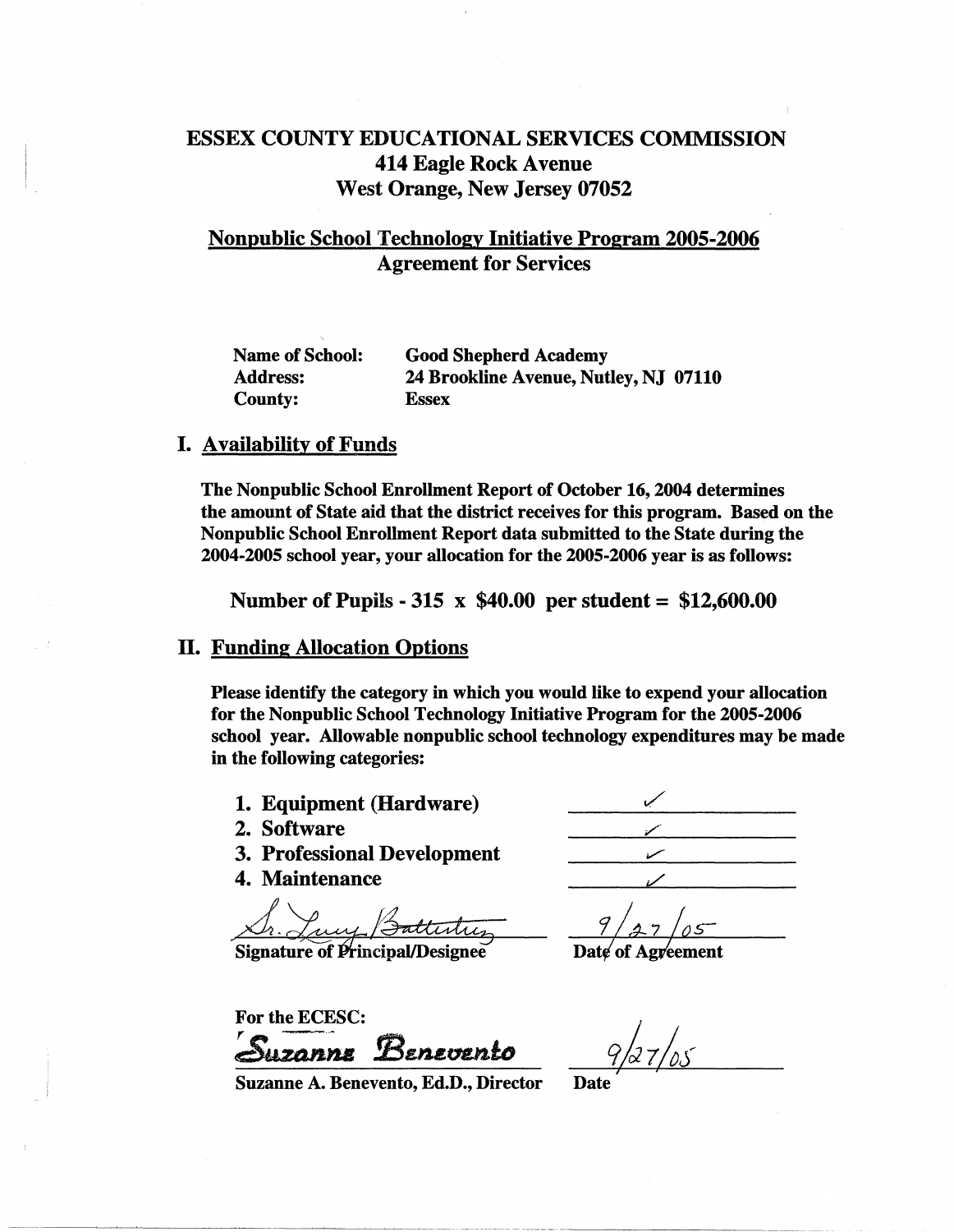# ESSEX COUNTY EDUCATIONAL SERVICES COMMISSION

**414 Eagle Rock Avenue**
**West Orange, New Jersey 07052**

## Nonpublic School Technology Initiative Program 2005-2006

**Agreement for Services**

| | |
|---|---|
| **Name of School:** | **Good Shepherd Academy** |
| **Address:** | **24 Brookline Avenue, Nutley, NJ 07110** |
| **County:** | **Essex** |

## I. Availability of Funds

**The Nonpublic School Enrollment Report of October 16, 2004 determines the amount of State aid that the district receives for this program. Based on the Nonpublic School Enrollment Report data submitted to the State during the 2004-2005 school year, your allocation for the 2005-2006 year is as follows:**

**Number of Pupils - 315 x $40.00 per student = $12,600.00**

## II. Funding Allocation Options

**Please identify the category in which you would like to expend your allocation for the Nonpublic School Technology Initiative Program for the 2005-2006 school year. Allowable nonpublic school technology expenditures may be made in the following categories:**

| | |
|---|---|
| **1. Equipment (Hardware)** | ✓ |
| **2. Software** | ✓ |
| **3. Professional Development** | ✓ |
| **4. Maintenance** | ✓ |

Sr. Lucy Battistu — 9/27/05

**Signature of Principal/Designee** — **Date of Agreement**

**For the ECESC:**

Suzanne Benevento — 9/27/05

**Suzanne A. Benevento, Ed.D., Director** — **Date**